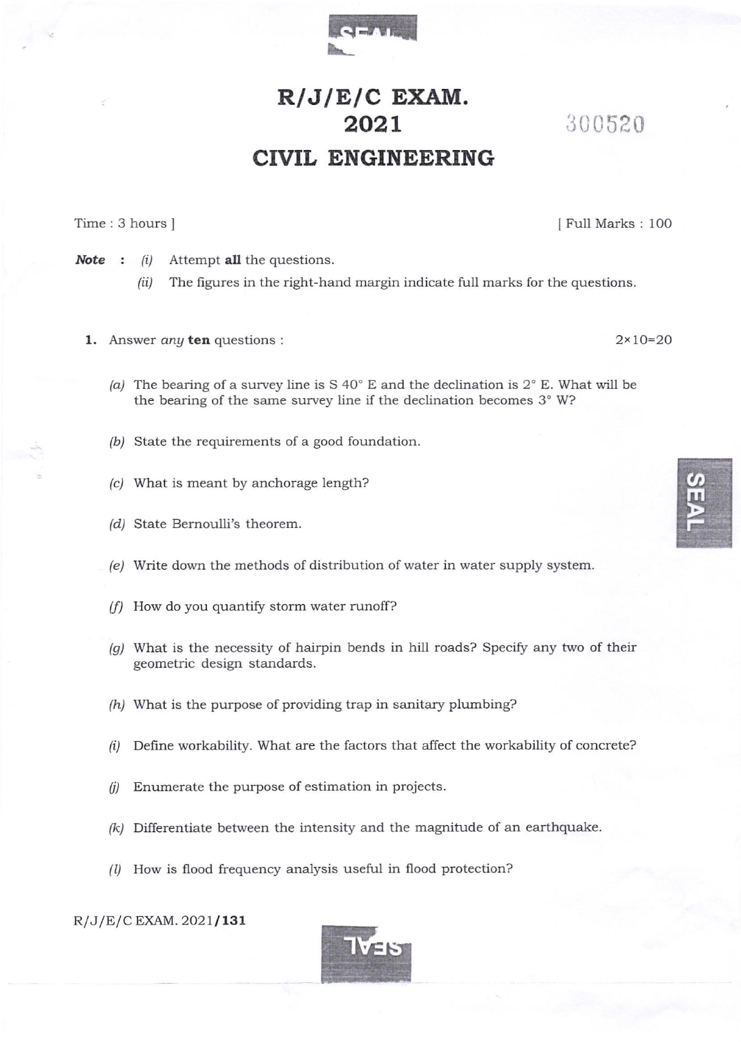# R/J/E/C EXAM.
# 2021

300520

# CIVIL ENGINEERING

Time : 3 hours ] [ Full Marks : 100

***Note*** : *(i)* Attempt **all** the questions.

*(ii)* The figures in the right-hand margin indicate full marks for the questions.

**1.** Answer *any* **ten** questions : 2×10=20

*(a)* The bearing of a survey line is S 40° E and the declination is 2° E. What will be the bearing of the same survey line if the declination becomes 3° W?

*(b)* State the requirements of a good foundation.

*(c)* What is meant by anchorage length?

*(d)* State Bernoulli's theorem.

*(e)* Write down the methods of distribution of water in water supply system.

*(f)* How do you quantify storm water runoff?

*(g)* What is the necessity of hairpin bends in hill roads? Specify any two of their geometric design standards.

*(h)* What is the purpose of providing trap in sanitary plumbing?

*(i)* Define workability. What are the factors that affect the workability of concrete?

*(j)* Enumerate the purpose of estimation in projects.

*(k)* Differentiate between the intensity and the magnitude of an earthquake.

*(l)* How is flood frequency analysis useful in flood protection?

R/J/E/C EXAM. 2021/**131**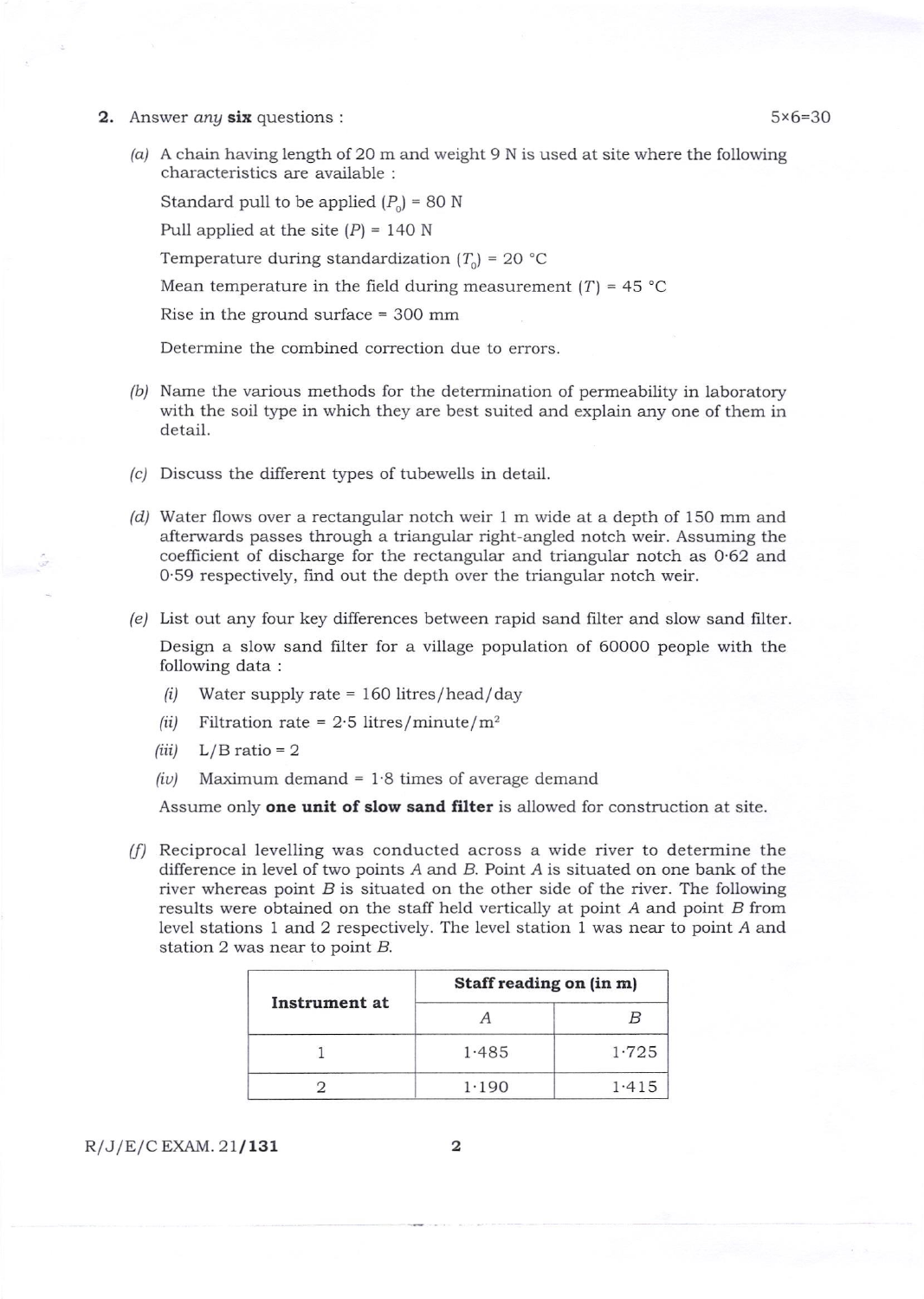2. Answer *any* **six** questions : 5×6=30

(a) A chain having length of 20 m and weight 9 N is used at site where the following characteristics are available :

Standard pull to be applied ($P_0$) = 80 N

Pull applied at the site ($P$) = 140 N

Temperature during standardization ($T_0$) = 20 °C

Mean temperature in the field during measurement ($T$) = 45 °C

Rise in the ground surface = 300 mm

Determine the combined correction due to errors.

(b) Name the various methods for the determination of permeability in laboratory with the soil type in which they are best suited and explain any one of them in detail.

(c) Discuss the different types of tubewells in detail.

(d) Water flows over a rectangular notch weir 1 m wide at a depth of 150 mm and afterwards passes through a triangular right-angled notch weir. Assuming the coefficient of discharge for the rectangular and triangular notch as 0·62 and 0·59 respectively, find out the depth over the triangular notch weir.

(e) List out any four key differences between rapid sand filter and slow sand filter.

Design a slow sand filter for a village population of 60000 people with the following data :

(i) Water supply rate = 160 litres/head/day

(ii) Filtration rate = 2·5 litres/minute/$m^2$

(iii) L/B ratio = 2

(iv) Maximum demand = 1·8 times of average demand

Assume only **one unit of slow sand filter** is allowed for construction at site.

(f) Reciprocal levelling was conducted across a wide river to determine the difference in level of two points $A$ and $B$. Point $A$ is situated on one bank of the river whereas point $B$ is situated on the other side of the river. The following results were obtained on the staff held vertically at point $A$ and point $B$ from level stations 1 and 2 respectively. The level station 1 was near to point $A$ and station 2 was near to point $B$.

| Instrument at | Staff reading on (in m) | |
|---|---|---|
| | $A$ | $B$ |
| 1 | 1·485 | 1·725 |
| 2 | 1·190 | 1·415 |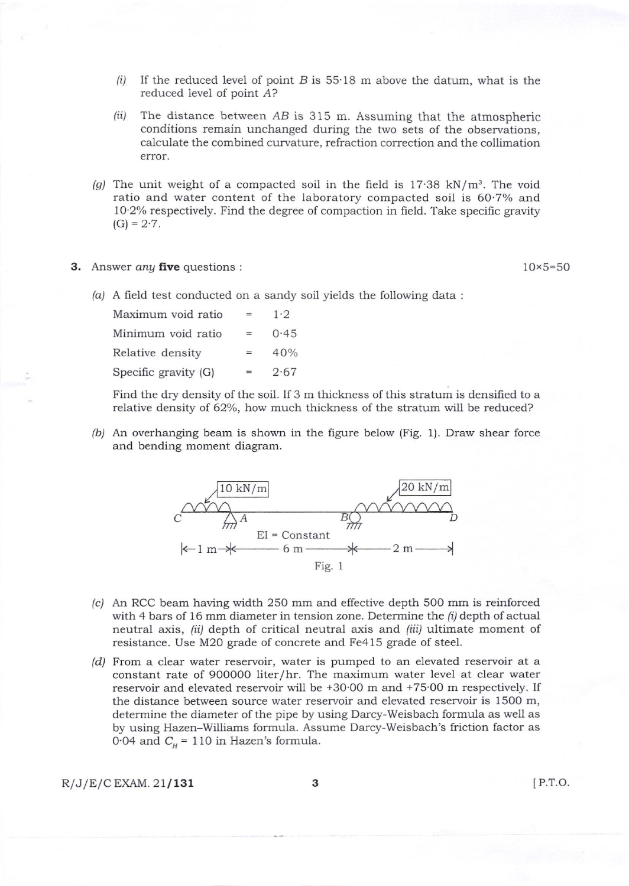(i) If the reduced level of point $B$ is 55·18 m above the datum, what is the reduced level of point $A$?

(ii) The distance between $AB$ is 315 m. Assuming that the atmospheric conditions remain unchanged during the two sets of the observations, calculate the combined curvature, refraction correction and the collimation error.

(g) The unit weight of a compacted soil in the field is 17·38 $kN/m^3$. The void ratio and water content of the laboratory compacted soil is 60·7% and 10·2% respectively. Find the degree of compaction in field. Take specific gravity (G) = 2·7.

**3.** Answer *any* **five** questions : 10×5=50

(a) A field test conducted on a sandy soil yields the following data :

| | | |
|---|---|---|
| Maximum void ratio | = | 1·2 |
| Minimum void ratio | = | 0·45 |
| Relative density | = | 40% |
| Specific gravity (G) | = | 2·67 |

Find the dry density of the soil. If 3 m thickness of this stratum is densified to a relative density of 62%, how much thickness of the stratum will be reduced?

(b) An overhanging beam is shown in the figure below (Fig. 1). Draw shear force and bending moment diagram.

10 kN/m

20 kN/m

C A B D

EI = Constant

1 m 6 m 2 m

Fig. 1

(c) An RCC beam having width 250 mm and effective depth 500 mm is reinforced with 4 bars of 16 mm diameter in tension zone. Determine the *(i)* depth of actual neutral axis, *(ii)* depth of critical neutral axis and *(iii)* ultimate moment of resistance. Use M20 grade of concrete and Fe415 grade of steel.

(d) From a clear water reservoir, water is pumped to an elevated reservoir at a constant rate of 900000 liter/hr. The maximum water level at clear water reservoir and elevated reservoir will be +30·00 m and +75·00 m respectively. If the distance between source water reservoir and elevated reservoir is 1500 m, determine the diameter of the pipe by using Darcy-Weisbach formula as well as by using Hazen-Williams formula. Assume Darcy-Weisbach's friction factor as 0·04 and $C_H$ = 110 in Hazen's formula.